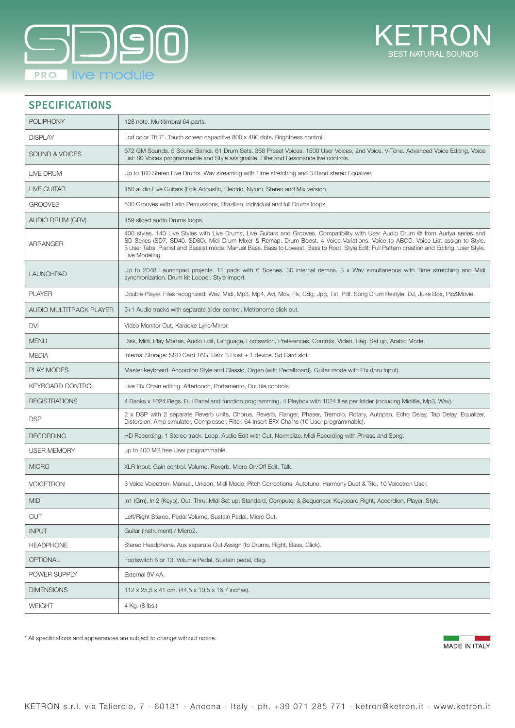# SD90 PRO live module

KETRON
BEST NATURAL SOUNDS

## SPECIFICATIONS

| | |
|---|---|
| POLIPHONY | 128 note. Multitimbral 64 parts. |
| DISPLAY | Lcd color Tft 7". Touch screen capacitive 800 x 480 dots. Brightness control. |
| SOUND & VOICES | 672 GM Sounds. 5 Sound Banks. 61 Drum Sets. 368 Preset Voices. 1500 User Voices. 2nd Voice. V-Tone. Advanced Voice Editing. Voice List: 80 Voices programmable and Style assignable. Filter and Resonance live controls. |
| LIVE DRUM | Up to 100 Stereo Live Drums. Wav streaming with Time stretching and 3 Band stereo Equalizer. |
| LIVE GUITAR | 150 audio Live Guitars (Folk Acoustic, Electric, Nylon). Stereo and Mix version. |
| GROOVES | 530 Grooves with Latin Percussions, Brazilian, individual and full Drums loops. |
| AUDIO DRUM (GRV) | 159 sliced audio Drums loops. |
| ARRANGER | 400 styles. 140 Live Styles with Live Drums, Live Guitars and Grooves. Compatibility with User Audio Drum @ from Audya series and SD Series (SD7, SD40, SD80). Midi Drum Mixer & Remap. Drum Boost. 4 Voice Variations. Voice to ABCD. Voice List assign to Style. 5 User Tabs. Pianist and Bassist mode. Manual Bass. Bass to Lowest. Bass to Root. Style Edit: Full Pattern creation and Editing. User Style. Live Modeling. |
| LAUNCHPAD | Up to 2048 Launchpad projects. 12 pads with 6 Scenes. 30 internal demos. 3 x Wav simultaneous with Time stretching and Midi synchronization. Drum kit Looper. Style Import. |
| PLAYER | Double Player. Files recognized: Wav, Midi, Mp3, Mp4, Avi, Mov, Flv, Cdg, Jpg, Txt, Pdf. Song Drum Restyle. DJ, Juke Box, Pic&Movie. |
| AUDIO MULTITRACK PLAYER | 5+1 Audio tracks with separate slider control. Metronome click out. |
| DVI | Video Monitor Out, Karaoke Lyric/Mirror. |
| MENU | Disk, Midi, Play Modes, Audio Edit, Language, Footswitch, Preferences, Controls, Video, Reg. Set up, Arabic Mode. |
| MEDIA | Internal Storage: SSD Card 16G. Usb: 3 Host + 1 device. Sd Card slot. |
| PLAY MODES | Master keyboard. Accordion Style and Classic. Organ (with Pedalboard). Guitar mode with Efx (thru Input). |
| KEYBOARD CONTROL | Live Efx Chain editing. Aftertouch, Portamento, Double controls. |
| REGISTRATIONS | 4 Banks x 1024 Regs. Full Panel and function programming. 4 Playbox with 1024 files per folder (including Midifile, Mp3, Wav). |
| DSP | 2 x DSP with 2 separate Reverb units, Chorus, Reverb, Flanger, Phaser, Tremolo, Rotary, Autopan, Echo Delay, Tap Delay, Equalizer, Distorsion, Amp simulator, Compressor, Filter. 64 Insert EFX Chains (10 User programmable). |
| RECORDING | HD Recording. 1 Stereo track. Loop. Audio Edit with Cut, Normalize. Midi Recording with Phrase and Song. |
| USER MEMORY | up to 400 MB free User programmable. |
| MICRO | XLR Input. Gain control. Volume. Reverb. Micro On/Off Edit. Talk. |
| VOICETRON | 3 Voice Voicetron. Manual, Unison, Midi Mode, Pitch Corrections, Autotune, Harmony Duet & Trio. 10 Voicetron User. |
| MIDI | In1 (Gm), In 2 (Keyb). Out. Thru. Midi Set up: Standard, Computer & Sequencer, Keyboard Right, Accordion, Player, Style. |
| OUT | Left/Right Stereo, Pedal Volume, Sustain Pedal, Micro Out. |
| INPUT | Guitar (Instrument) / Micro2. |
| HEADPHONE | Stereo Headphone. Aux separate Out Assign (to Drums, Right, Bass, Click). |
| OPTIONAL | Footswitch 6 or 13, Volume Pedal, Sustain pedal, Bag. |
| POWER SUPPLY | External 9V-4A. |
| DIMENSIONS | 112 x 25,5 x 41 cm. (44,5 x 10,5 x 16,7 inches). |
| WEIGHT | 4 Kg. (8 lbs.) |

* All specifications and appearances are subject to change without notice.

MADE IN ITALY

KETRON s.r.l. via Taliercio, 7 - 60131 - Ancona - Italy - ph. +39 071 285 771 - ketron@ketron.it - www.ketron.it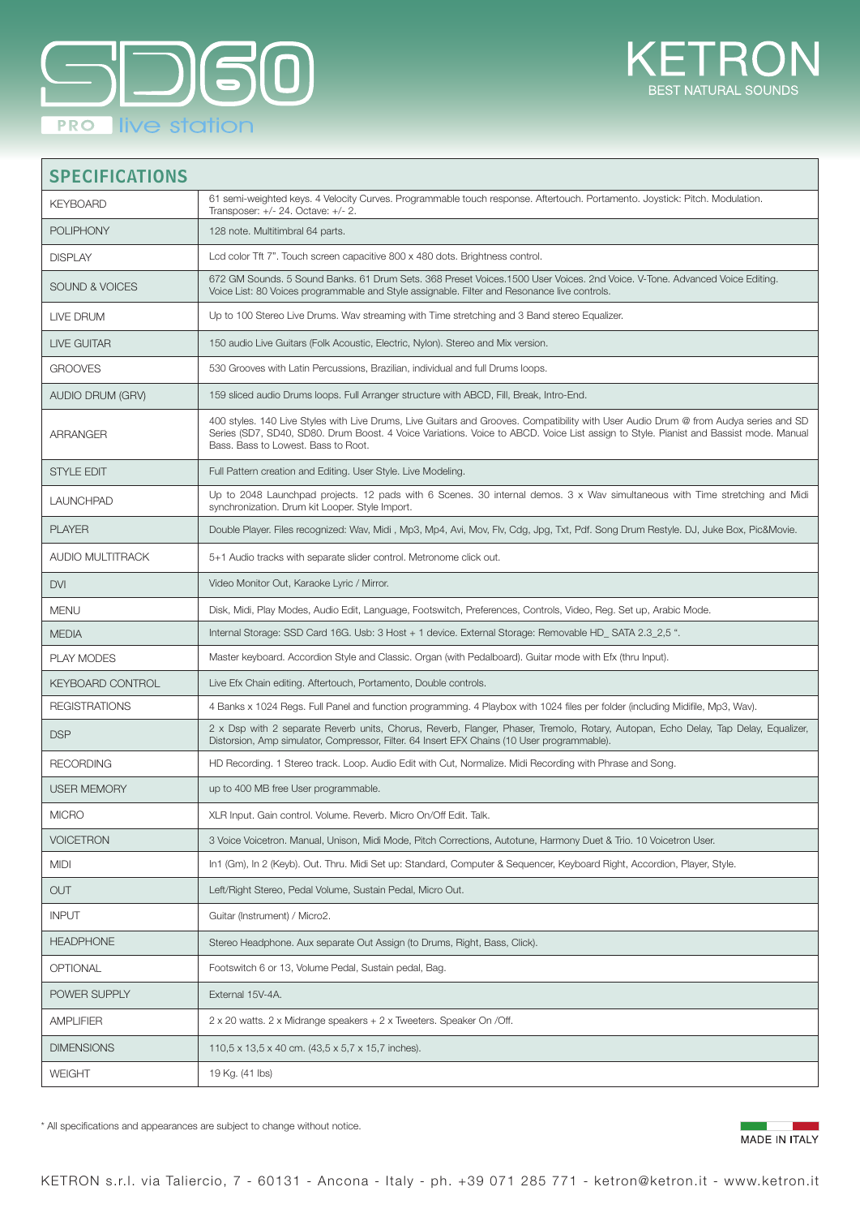# SD60

PRO live station

KETRON
BEST NATURAL SOUNDS

## SPECIFICATIONS

| | |
|---|---|
| KEYBOARD | 61 semi-weighted keys. 4 Velocity Curves. Programmable touch response. Aftertouch. Portamento. Joystick: Pitch. Modulation. Transposer: +/- 24. Octave: +/- 2. |
| POLIPHONY | 128 note. Multitimbral 64 parts. |
| DISPLAY | Lcd color Tft 7". Touch screen capacitive 800 x 480 dots. Brightness control. |
| SOUND & VOICES | 672 GM Sounds. 5 Sound Banks. 61 Drum Sets. 368 Preset Voices.1500 User Voices. 2nd Voice. V-Tone. Advanced Voice Editing. Voice List: 80 Voices programmable and Style assignable. Filter and Resonance live controls. |
| LIVE DRUM | Up to 100 Stereo Live Drums. Wav streaming with Time stretching and 3 Band stereo Equalizer. |
| LIVE GUITAR | 150 audio Live Guitars (Folk Acoustic, Electric, Nylon). Stereo and Mix version. |
| GROOVES | 530 Grooves with Latin Percussions, Brazilian, individual and full Drums loops. |
| AUDIO DRUM (GRV) | 159 sliced audio Drums loops. Full Arranger structure with ABCD, Fill, Break, Intro-End. |
| ARRANGER | 400 styles. 140 Live Styles with Live Drums, Live Guitars and Grooves. Compatibility with User Audio Drum @ from Audya series and SD Series (SD7, SD40, SD80. Drum Boost. 4 Voice Variations. Voice to ABCD. Voice List assign to Style. Pianist and Bassist mode. Manual Bass. Bass to Lowest. Bass to Root. |
| STYLE EDIT | Full Pattern creation and Editing. User Style. Live Modeling. |
| LAUNCHPAD | Up to 2048 Launchpad projects. 12 pads with 6 Scenes. 30 internal demos. 3 x Wav simultaneous with Time stretching and Midi synchronization. Drum kit Looper. Style Import. |
| PLAYER | Double Player. Files recognized: Wav, Midi , Mp3, Mp4, Avi, Mov, Flv, Cdg, Jpg, Txt, Pdf. Song Drum Restyle. DJ, Juke Box, Pic&Movie. |
| AUDIO MULTITRACK | 5+1 Audio tracks with separate slider control. Metronome click out. |
| DVI | Video Monitor Out, Karaoke Lyric / Mirror. |
| MENU | Disk, Midi, Play Modes, Audio Edit, Language, Footswitch, Preferences, Controls, Video, Reg. Set up, Arabic Mode. |
| MEDIA | Internal Storage: SSD Card 16G. Usb: 3 Host + 1 device. External Storage: Removable HD_ SATA 2.3_2,5 ". |
| PLAY MODES | Master keyboard. Accordion Style and Classic. Organ (with Pedalboard). Guitar mode with Efx (thru Input). |
| KEYBOARD CONTROL | Live Efx Chain editing. Aftertouch, Portamento, Double controls. |
| REGISTRATIONS | 4 Banks x 1024 Regs. Full Panel and function programming. 4 Playbox with 1024 files per folder (including Midifile, Mp3, Wav). |
| DSP | 2 x Dsp with 2 separate Reverb units, Chorus, Reverb, Flanger, Phaser, Tremolo, Rotary, Autopan, Echo Delay, Tap Delay, Equalizer, Distorsion, Amp simulator, Compressor, Filter. 64 Insert EFX Chains (10 User programmable). |
| RECORDING | HD Recording. 1 Stereo track. Loop. Audio Edit with Cut, Normalize. Midi Recording with Phrase and Song. |
| USER MEMORY | up to 400 MB free User programmable. |
| MICRO | XLR Input. Gain control. Volume. Reverb. Micro On/Off Edit. Talk. |
| VOICETRON | 3 Voice Voicetron. Manual, Unison, Midi Mode, Pitch Corrections, Autotune, Harmony Duet & Trio. 10 Voicetron User. |
| MIDI | In1 (Gm), In 2 (Keyb). Out. Thru. Midi Set up: Standard, Computer & Sequencer, Keyboard Right, Accordion, Player, Style. |
| OUT | Left/Right Stereo, Pedal Volume, Sustain Pedal, Micro Out. |
| INPUT | Guitar (Instrument) / Micro2. |
| HEADPHONE | Stereo Headphone. Aux separate Out Assign (to Drums, Right, Bass, Click). |
| OPTIONAL | Footswitch 6 or 13, Volume Pedal, Sustain pedal, Bag. |
| POWER SUPPLY | External 15V-4A. |
| AMPLIFIER | 2 x 20 watts. 2 x Midrange speakers + 2 x Tweeters. Speaker On /Off. |
| DIMENSIONS | 110,5 x 13,5 x 40 cm. (43,5 x 5,7 x 15,7 inches). |
| WEIGHT | 19 Kg. (41 lbs) |

* All specifications and appearances are subject to change without notice.

MADE IN ITALY

KETRON s.r.l. via Taliercio, 7 - 60131 - Ancona - Italy - ph. +39 071 285 771 - ketron@ketron.it - www.ketron.it